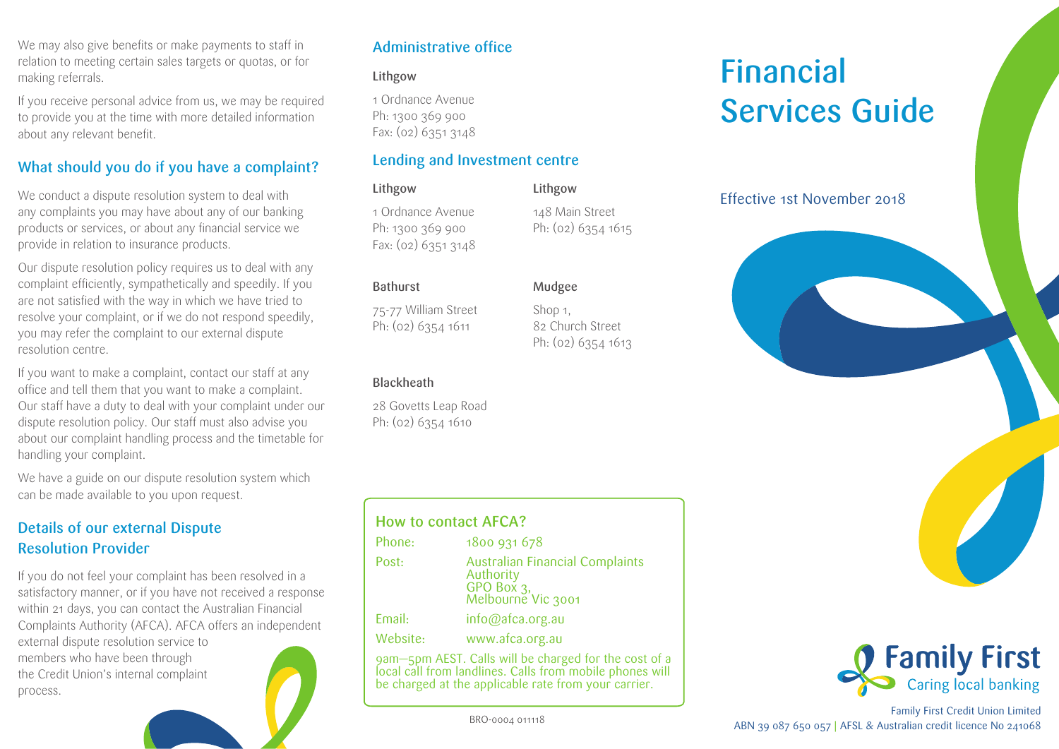We may also give benefits or make payments to staff in relation to meeting certain sales targets or quotas, or for making referrals.

If you receive personal advice from us, we may be required to provide you at the time with more detailed information about any relevant benefit.

## What should you do if you have a complaint?

We conduct a dispute resolution system to deal with any complaints you may have about any of our banking products or services, or about any financial service we provide in relation to insurance products.

Our dispute resolution policy requires us to deal with any complaint efficiently, sympathetically and speedily. If you are not satisfied with the way in which we have tried to resolve your complaint, or if we do not respond speedily, you may refer the complaint to our external dispute resolution centre.

If you want to make a complaint, contact our staff at any office and tell them that you want to make a complaint. Our staff have a duty to deal with your complaint under our dispute resolution policy. Our staff must also advise you about our complaint handling process and the timetable for handling your complaint.

We have a guide on our dispute resolution system which can be made available to you upon request.

## Details of our external Dispute Resolution Provider

If you do not feel your complaint has been resolved in a satisfactory manner, or if you have not received a response within 21 days, you can contact the Australian Financial Complaints Authority (AFCA). AFCA offers an independent external dispute resolution service to members who have been through the Credit Union's internal complaint process.

## Administrative office

**Lithgow**

1 Ordnance Avenue
Ph: 1300 369 900
Fax: (02) 6351 3148

## Lending and Investment centre

**Lithgow**

1 Ordnance Avenue
Ph: 1300 369 900
Fax: (02) 6351 3148

**Lithgow**

148 Main Street
Ph: (02) 6354 1615

**Bathurst**

75-77 William Street
Ph: (02) 6354 1611

**Mudgee**

Shop 1,
82 Church Street
Ph: (02) 6354 1613

**Blackheath**

28 Govetts Leap Road
Ph: (02) 6354 1610

### How to contact AFCA?

| | |
|---|---|
| Phone: | 1800 931 678 |
| Post: | Australian Financial Complaints Authority<br>GPO Box 3,<br>Melbourne Vic 3001 |
| Email: | info@afca.org.au |
| Website: | www.afca.org.au |

9am–5pm AEST. Calls will be charged for the cost of a local call from landlines. Calls from mobile phones will be charged at the applicable rate from your carrier.

BRO-0004 011118

# Financial Services Guide

Effective 1st November 2018

Family First
Caring local banking

Family First Credit Union Limited
ABN 39 087 650 057 | AFSL & Australian credit licence No 241068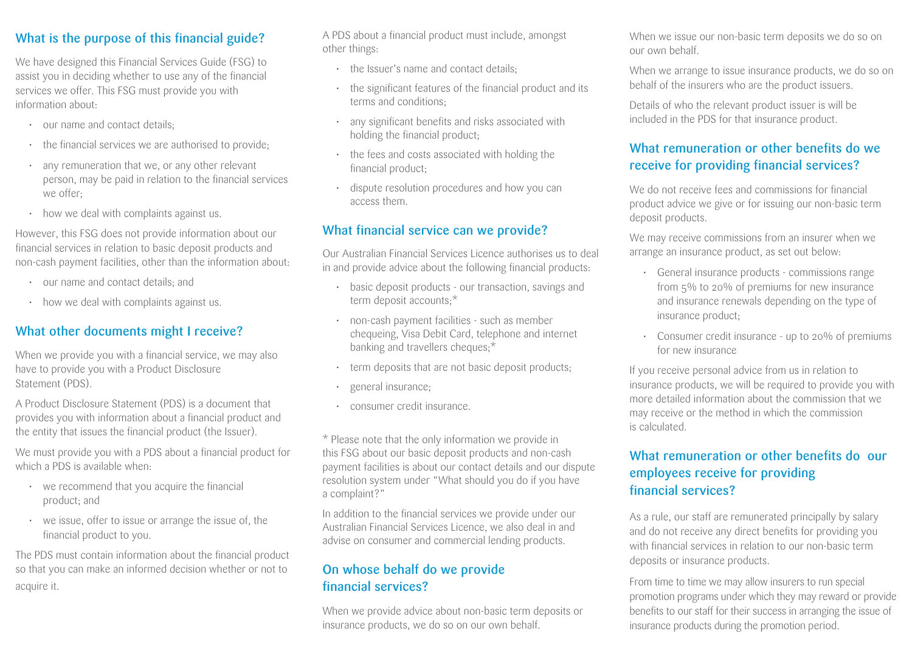## What is the purpose of this financial guide?

We have designed this Financial Services Guide (FSG) to assist you in deciding whether to use any of the financial services we offer. This FSG must provide you with information about:

- our name and contact details;
- the financial services we are authorised to provide;
- any remuneration that we, or any other relevant person, may be paid in relation to the financial services we offer;
- how we deal with complaints against us.

However, this FSG does not provide information about our financial services in relation to basic deposit products and non-cash payment facilities, other than the information about:

- our name and contact details; and
- how we deal with complaints against us.

## What other documents might I receive?

When we provide you with a financial service, we may also have to provide you with a Product Disclosure Statement (PDS).

A Product Disclosure Statement (PDS) is a document that provides you with information about a financial product and the entity that issues the financial product (the Issuer).

We must provide you with a PDS about a financial product for which a PDS is available when:

- we recommend that you acquire the financial product; and
- we issue, offer to issue or arrange the issue of, the financial product to you.

The PDS must contain information about the financial product so that you can make an informed decision whether or not to acquire it.

A PDS about a financial product must include, amongst other things:

- the Issuer's name and contact details;
- the significant features of the financial product and its terms and conditions;
- any significant benefits and risks associated with holding the financial product;
- the fees and costs associated with holding the financial product;
- dispute resolution procedures and how you can access them.

## What financial service can we provide?

Our Australian Financial Services Licence authorises us to deal in and provide advice about the following financial products:

- basic deposit products - our transaction, savings and term deposit accounts;*
- non-cash payment facilities - such as member chequeing, Visa Debit Card, telephone and internet banking and travellers cheques;*
- term deposits that are not basic deposit products;
- general insurance;
- consumer credit insurance.

* Please note that the only information we provide in this FSG about our basic deposit products and non-cash payment facilities is about our contact details and our dispute resolution system under "What should you do if you have a complaint?"

In addition to the financial services we provide under our Australian Financial Services Licence, we also deal in and advise on consumer and commercial lending products.

## On whose behalf do we provide financial services?

When we provide advice about non-basic term deposits or insurance products, we do so on our own behalf.

When we issue our non-basic term deposits we do so on our own behalf.

When we arrange to issue insurance products, we do so on behalf of the insurers who are the product issuers.

Details of who the relevant product issuer is will be included in the PDS for that insurance product.

## What remuneration or other benefits do we receive for providing financial services?

We do not receive fees and commissions for financial product advice we give or for issuing our non-basic term deposit products.

We may receive commissions from an insurer when we arrange an insurance product, as set out below:

- General insurance products - commissions range from 5% to 20% of premiums for new insurance and insurance renewals depending on the type of insurance product;
- Consumer credit insurance - up to 20% of premiums for new insurance

If you receive personal advice from us in relation to insurance products, we will be required to provide you with more detailed information about the commission that we may receive or the method in which the commission is calculated.

## What remuneration or other benefits do our employees receive for providing financial services?

As a rule, our staff are remunerated principally by salary and do not receive any direct benefits for providing you with financial services in relation to our non-basic term deposits or insurance products.

From time to time we may allow insurers to run special promotion programs under which they may reward or provide benefits to our staff for their success in arranging the issue of insurance products during the promotion period.